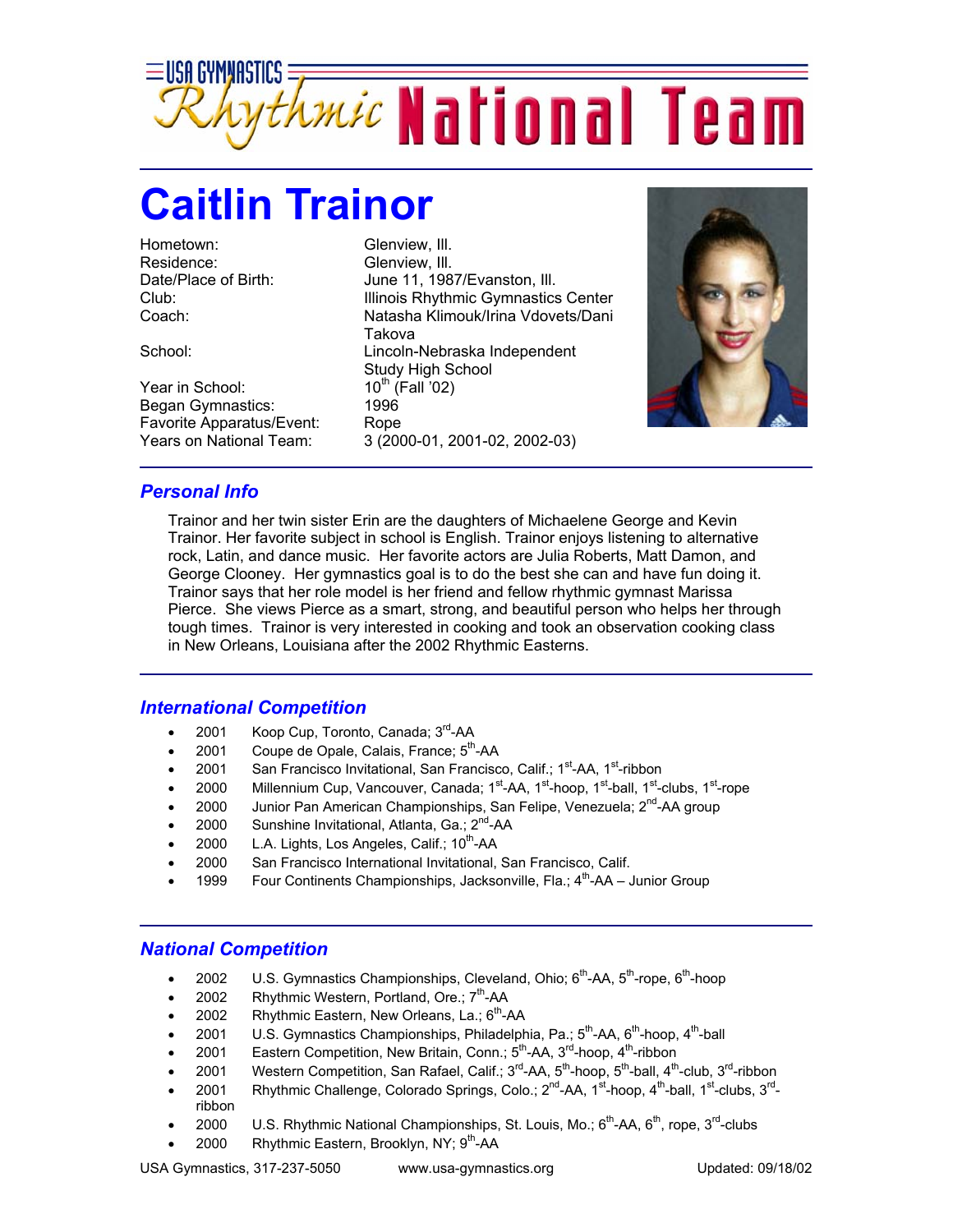# USA GYMNASTICS Rhythmic National Team

# Caitlin Trainor

| | |
|---|---|
| Hometown: | Glenview, Ill. |
| Residence: | Glenview, Ill. |
| Date/Place of Birth: | June 11, 1987/Evanston, Ill. |
| Club: | Illinois Rhythmic Gymnastics Center |
| Coach: | Natasha Klimouk/Irina Vdovets/Dani Takova |
| School: | Lincoln-Nebraska Independent Study High School |
| Year in School: | 10th (Fall '02) |
| Began Gymnastics: | 1996 |
| Favorite Apparatus/Event: | Rope |
| Years on National Team: | 3 (2000-01, 2001-02, 2002-03) |

## *Personal Info*

Trainor and her twin sister Erin are the daughters of Michaelene George and Kevin Trainor. Her favorite subject in school is English. Trainor enjoys listening to alternative rock, Latin, and dance music. Her favorite actors are Julia Roberts, Matt Damon, and George Clooney. Her gymnastics goal is to do the best she can and have fun doing it. Trainor says that her role model is her friend and fellow rhythmic gymnast Marissa Pierce. She views Pierce as a smart, strong, and beautiful person who helps her through tough times. Trainor is very interested in cooking and took an observation cooking class in New Orleans, Louisiana after the 2002 Rhythmic Easterns.

## *International Competition*

- 2001 Koop Cup, Toronto, Canada; 3rd-AA
- 2001 Coupe de Opale, Calais, France; 5th-AA
- 2001 San Francisco Invitational, San Francisco, Calif.; 1st-AA, 1st-ribbon
- 2000 Millennium Cup, Vancouver, Canada; 1st-AA, 1st-hoop, 1st-ball, 1st-clubs, 1st-rope
- 2000 Junior Pan American Championships, San Felipe, Venezuela; 2nd-AA group
- 2000 Sunshine Invitational, Atlanta, Ga.; 2nd-AA
- 2000 L.A. Lights, Los Angeles, Calif.; 10th-AA
- 2000 San Francisco International Invitational, San Francisco, Calif.
- 1999 Four Continents Championships, Jacksonville, Fla.; 4th-AA – Junior Group

## *National Competition*

- 2002 U.S. Gymnastics Championships, Cleveland, Ohio; 6th-AA, 5th-rope, 6th-hoop
- 2002 Rhythmic Western, Portland, Ore.; 7th-AA
- 2002 Rhythmic Eastern, New Orleans, La.; 6th-AA
- 2001 U.S. Gymnastics Championships, Philadelphia, Pa.; 5th-AA, 6th-hoop, 4th-ball
- 2001 Eastern Competition, New Britain, Conn.; 5th-AA, 3rd-hoop, 4th-ribbon
- 2001 Western Competition, San Rafael, Calif.; 3rd-AA, 5th-hoop, 5th-ball, 4th-club, 3rd-ribbon
- 2001 Rhythmic Challenge, Colorado Springs, Colo.; 2nd-AA, 1st-hoop, 4th-ball, 1st-clubs, 3rd-ribbon
- 2000 U.S. Rhythmic National Championships, St. Louis, Mo.; 6th-AA, 6th, rope, 3rd-clubs
- 2000 Rhythmic Eastern, Brooklyn, NY; 9th-AA

USA Gymnastics, 317-237-5050 www.usa-gymnastics.org Updated: 09/18/02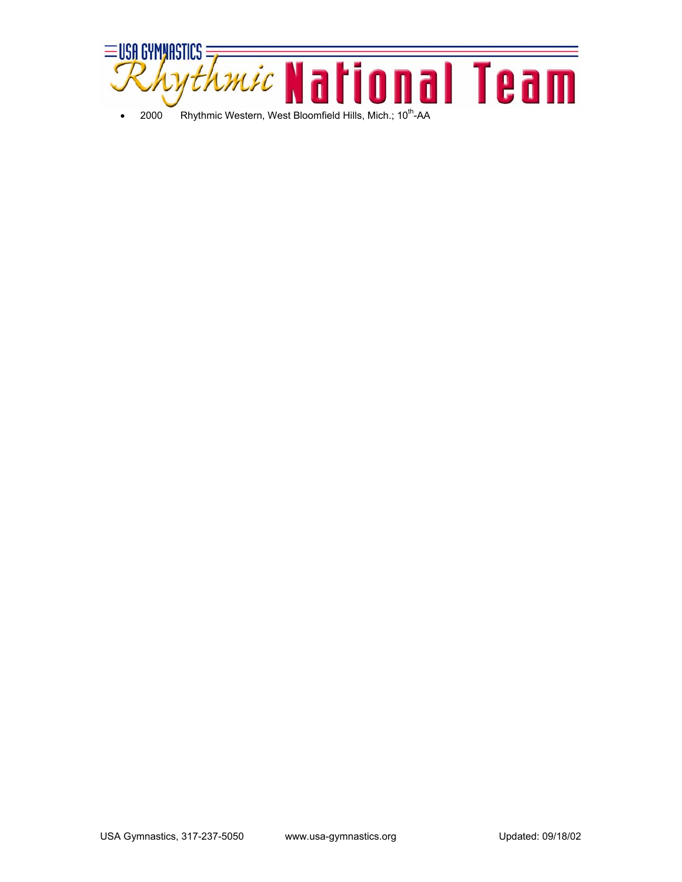- 2000 Rhythmic Western, West Bloomfield Hills, Mich.; 10th-AA